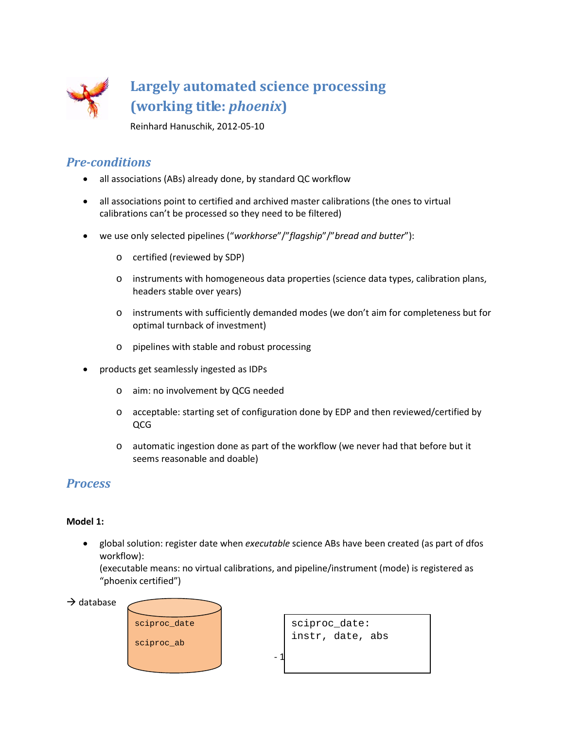# Largely automated science processing (working title: *phoenix*)

Reinhard Hanuschik, 2012-05-10

## *Pre-conditions*

- all associations (ABs) already done, by standard QC workflow
- all associations point to certified and archived master calibrations (the ones to virtual calibrations can't be processed so they need to be filtered)
- we use only selected pipelines ("*workhorse*"/"*flagship*"/"*bread and butter*"):
  - certified (reviewed by SDP)
  - instruments with homogeneous data properties (science data types, calibration plans, headers stable over years)
  - instruments with sufficiently demanded modes (we don't aim for completeness but for optimal turnback of investment)
  - pipelines with stable and robust processing
- products get seamlessly ingested as IDPs
  - aim: no involvement by QCG needed
  - acceptable: starting set of configuration done by EDP and then reviewed/certified by QCG
  - automatic ingestion done as part of the workflow (we never had that before but it seems reasonable and doable)

## *Process*

**Model 1:**

- global solution: register date when *executable* science ABs have been created (as part of dfos workflow):
  (executable means: no virtual calibrations, and pipeline/instrument (mode) is registered as "phoenix certified")

→ database

```
sciproc_date
sciproc_ab
```

```
sciproc_date:
instr, date, abs
```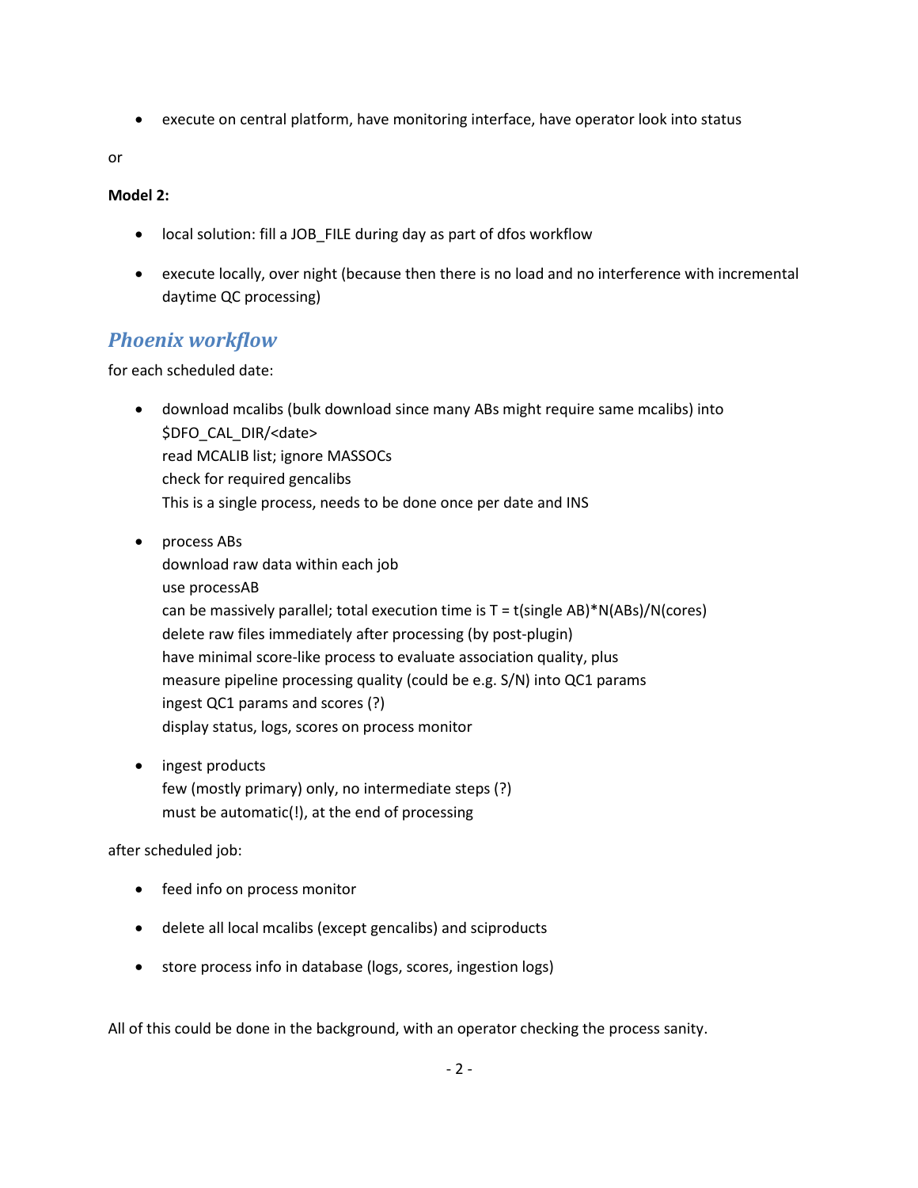- execute on central platform, have monitoring interface, have operator look into status

or

**Model 2:**

- local solution: fill a JOB_FILE during day as part of dfos workflow
- execute locally, over night (because then there is no load and no interference with incremental daytime QC processing)

## *Phoenix workflow*

for each scheduled date:

- download mcalibs (bulk download since many ABs might require same mcalibs) into $DFO_CAL_DIR/<date>  
  read MCALIB list; ignore MASSOCs  
  check for required gencalibs  
  This is a single process, needs to be done once per date and INS
- process ABs  
  download raw data within each job  
  use processAB  
  can be massively parallel; total execution time is $T = t(\text{single AB}) * N(\text{ABs})/N(\text{cores})$  
  delete raw files immediately after processing (by post-plugin)  
  have minimal score-like process to evaluate association quality, plus  
  measure pipeline processing quality (could be e.g. S/N) into QC1 params  
  ingest QC1 params and scores (?)  
  display status, logs, scores on process monitor
- ingest products  
  few (mostly primary) only, no intermediate steps (?)  
  must be automatic(!), at the end of processing

after scheduled job:

- feed info on process monitor
- delete all local mcalibs (except gencalibs) and sciproducts
- store process info in database (logs, scores, ingestion logs)

All of this could be done in the background, with an operator checking the process sanity.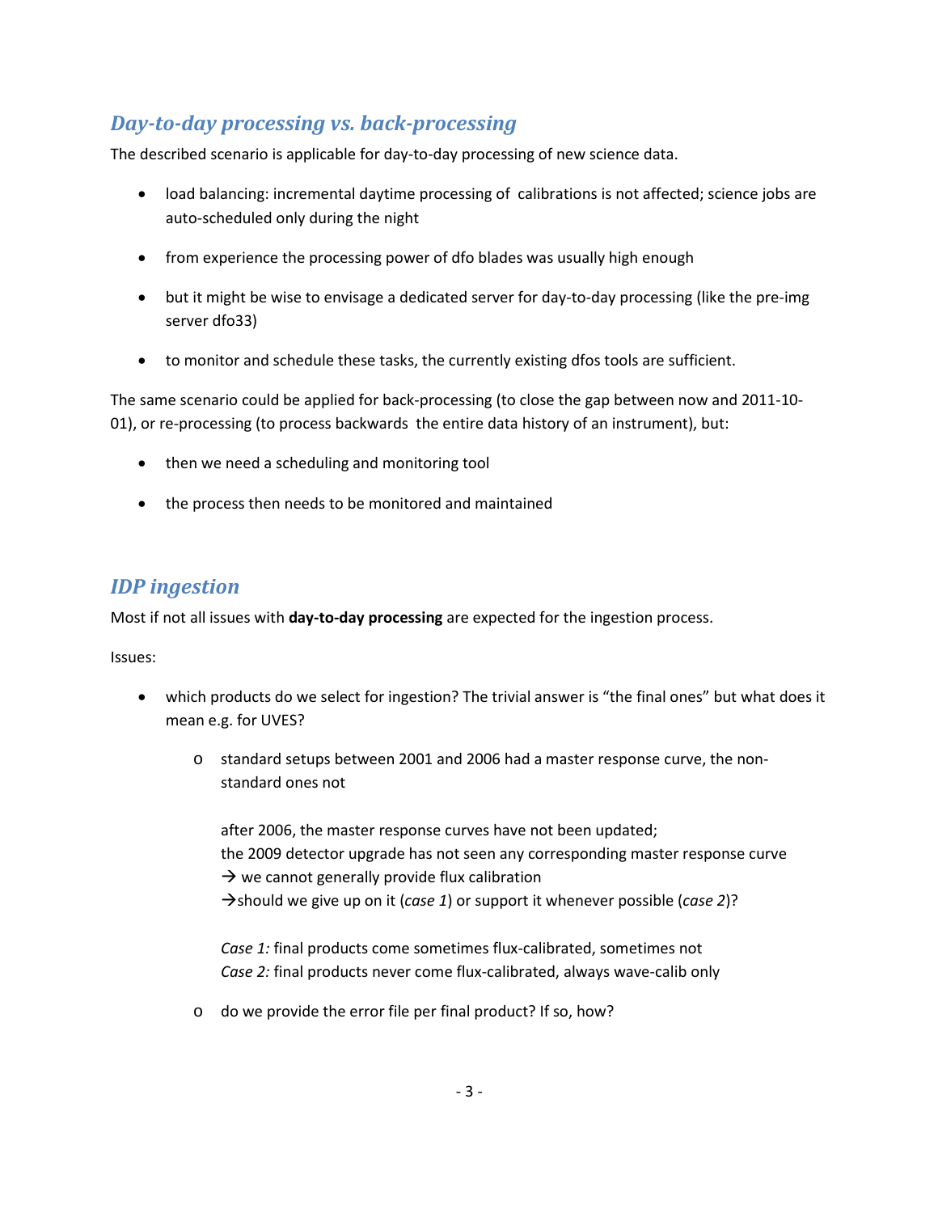## *Day-to-day processing vs. back-processing*

The described scenario is applicable for day-to-day processing of new science data.

- load balancing: incremental daytime processing of calibrations is not affected; science jobs are auto-scheduled only during the night
- from experience the processing power of dfo blades was usually high enough
- but it might be wise to envisage a dedicated server for day-to-day processing (like the pre-img server dfo33)
- to monitor and schedule these tasks, the currently existing dfos tools are sufficient.

The same scenario could be applied for back-processing (to close the gap between now and 2011-10-01), or re-processing (to process backwards the entire data history of an instrument), but:

- then we need a scheduling and monitoring tool
- the process then needs to be monitored and maintained

## *IDP ingestion*

Most if not all issues with **day-to-day processing** are expected for the ingestion process.

Issues:

- which products do we select for ingestion? The trivial answer is "the final ones" but what does it mean e.g. for UVES?
  - standard setups between 2001 and 2006 had a master response curve, the non-standard ones not

    after 2006, the master response curves have not been updated;
    the 2009 detector upgrade has not seen any corresponding master response curve
    → we cannot generally provide flux calibration
    →should we give up on it (*case 1*) or support it whenever possible (*case 2*)?

    *Case 1:* final products come sometimes flux-calibrated, sometimes not
    *Case 2:* final products never come flux-calibrated, always wave-calib only
  - do we provide the error file per final product? If so, how?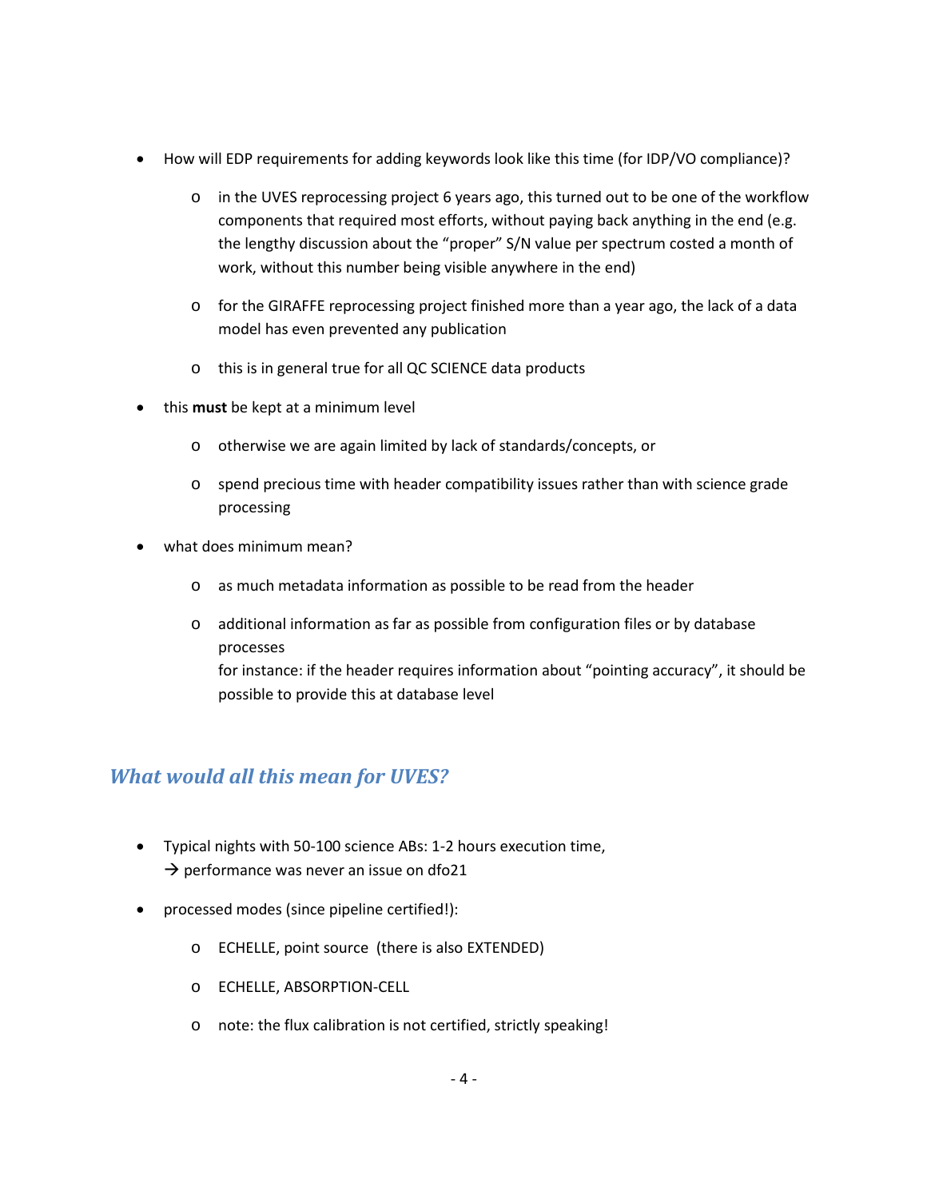- How will EDP requirements for adding keywords look like this time (for IDP/VO compliance)?
  - in the UVES reprocessing project 6 years ago, this turned out to be one of the workflow components that required most efforts, without paying back anything in the end (e.g. the lengthy discussion about the "proper" S/N value per spectrum costed a month of work, without this number being visible anywhere in the end)
  - for the GIRAFFE reprocessing project finished more than a year ago, the lack of a data model has even prevented any publication
  - this is in general true for all QC SCIENCE data products
- this **must** be kept at a minimum level
  - otherwise we are again limited by lack of standards/concepts, or
  - spend precious time with header compatibility issues rather than with science grade processing
- what does minimum mean?
  - as much metadata information as possible to be read from the header
  - additional information as far as possible from configuration files or by database processes
    for instance: if the header requires information about "pointing accuracy", it should be possible to provide this at database level

## *What would all this mean for UVES?*

- Typical nights with 50-100 science ABs: 1-2 hours execution time,
  → performance was never an issue on dfo21
- processed modes (since pipeline certified!):
  - ECHELLE, point source (there is also EXTENDED)
  - ECHELLE, ABSORPTION-CELL
  - note: the flux calibration is not certified, strictly speaking!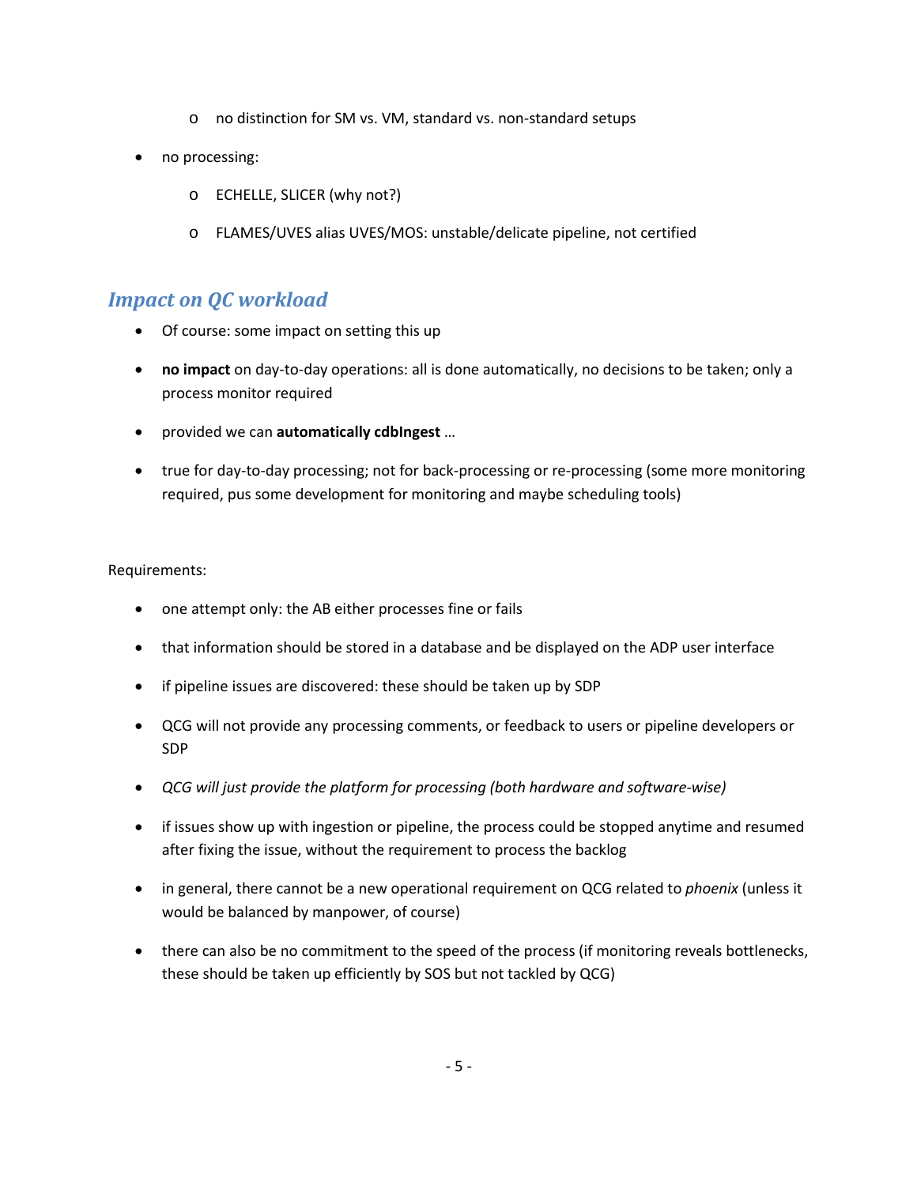- no distinction for SM vs. VM, standard vs. non-standard setups
- no processing:
    - ECHELLE, SLICER (why not?)
    - FLAMES/UVES alias UVES/MOS: unstable/delicate pipeline, not certified

## *Impact on QC workload*

- Of course: some impact on setting this up
- **no impact** on day-to-day operations: all is done automatically, no decisions to be taken; only a process monitor required
- provided we can **automatically cdbIngest** …
- true for day-to-day processing; not for back-processing or re-processing (some more monitoring required, pus some development for monitoring and maybe scheduling tools)

Requirements:

- one attempt only: the AB either processes fine or fails
- that information should be stored in a database and be displayed on the ADP user interface
- if pipeline issues are discovered: these should be taken up by SDP
- QCG will not provide any processing comments, or feedback to users or pipeline developers or SDP
- *QCG will just provide the platform for processing (both hardware and software-wise)*
- if issues show up with ingestion or pipeline, the process could be stopped anytime and resumed after fixing the issue, without the requirement to process the backlog
- in general, there cannot be a new operational requirement on QCG related to *phoenix* (unless it would be balanced by manpower, of course)
- there can also be no commitment to the speed of the process (if monitoring reveals bottlenecks, these should be taken up efficiently by SOS but not tackled by QCG)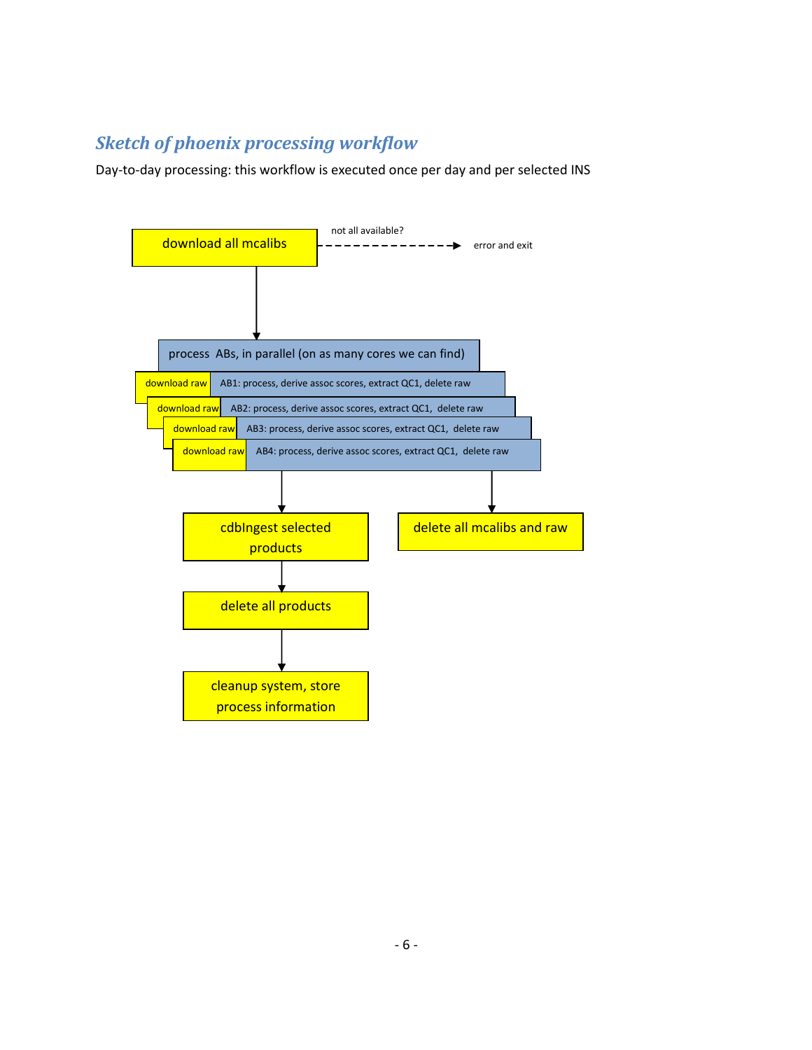## *Sketch of phoenix processing workflow*

Day-to-day processing: this workflow is executed once per day and per selected INS

download all mcalibs

not all available?

error and exit

process ABs, in parallel (on as many cores we can find)

download raw

AB1: process, derive assoc scores, extract QC1, delete raw

download raw

AB2: process, derive assoc scores, extract QC1, delete raw

download raw

AB3: process, derive assoc scores, extract QC1, delete raw

download raw

AB4: process, derive assoc scores, extract QC1, delete raw

cdbIngest selected products

delete all mcalibs and raw

delete all products

cleanup system, store process information